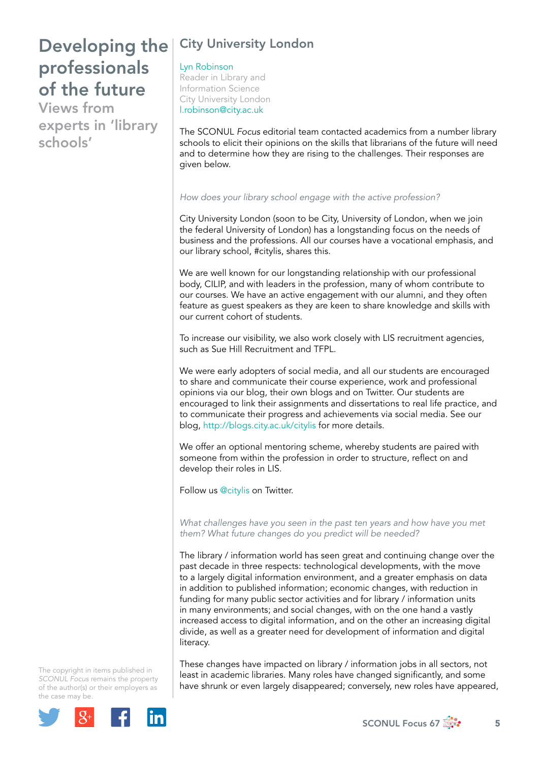# Developing the professionals of the future

## Views from experts in 'library schools'

## City University London

Lyn Robinson
Reader in Library and Information Science
City University London
l.robinson@city.ac.uk

The SCONUL *Focus* editorial team contacted academics from a number library schools to elicit their opinions on the skills that librarians of the future will need and to determine how they are rising to the challenges. Their responses are given below.

*How does your library school engage with the active profession?*

City University London (soon to be City, University of London, when we join the federal University of London) has a longstanding focus on the needs of business and the professions. All our courses have a vocational emphasis, and our library school, #citylis, shares this.

We are well known for our longstanding relationship with our professional body, CILIP, and with leaders in the profession, many of whom contribute to our courses. We have an active engagement with our alumni, and they often feature as guest speakers as they are keen to share knowledge and skills with our current cohort of students.

To increase our visibility, we also work closely with LIS recruitment agencies, such as Sue Hill Recruitment and TFPL.

We were early adopters of social media, and all our students are encouraged to share and communicate their course experience, work and professional opinions via our blog, their own blogs and on Twitter. Our students are encouraged to link their assignments and dissertations to real life practice, and to communicate their progress and achievements via social media. See our blog, http://blogs.city.ac.uk/citylis for more details.

We offer an optional mentoring scheme, whereby students are paired with someone from within the profession in order to structure, reflect on and develop their roles in LIS.

Follow us @citylis on Twitter.

*What challenges have you seen in the past ten years and how have you met them? What future changes do you predict will be needed?*

The library / information world has seen great and continuing change over the past decade in three respects: technological developments, with the move to a largely digital information environment, and a greater emphasis on data in addition to published information; economic changes, with reduction in funding for many public sector activities and for library / information units in many environments; and social changes, with on the one hand a vastly increased access to digital information, and on the other an increasing digital divide, as well as a greater need for development of information and digital literacy.

These changes have impacted on library / information jobs in all sectors, not least in academic libraries. Many roles have changed significantly, and some have shrunk or even largely disappeared; conversely, new roles have appeared,

The copyright in items published in *SCONUL Focus* remains the property of the author(s) or their employers as the case may be.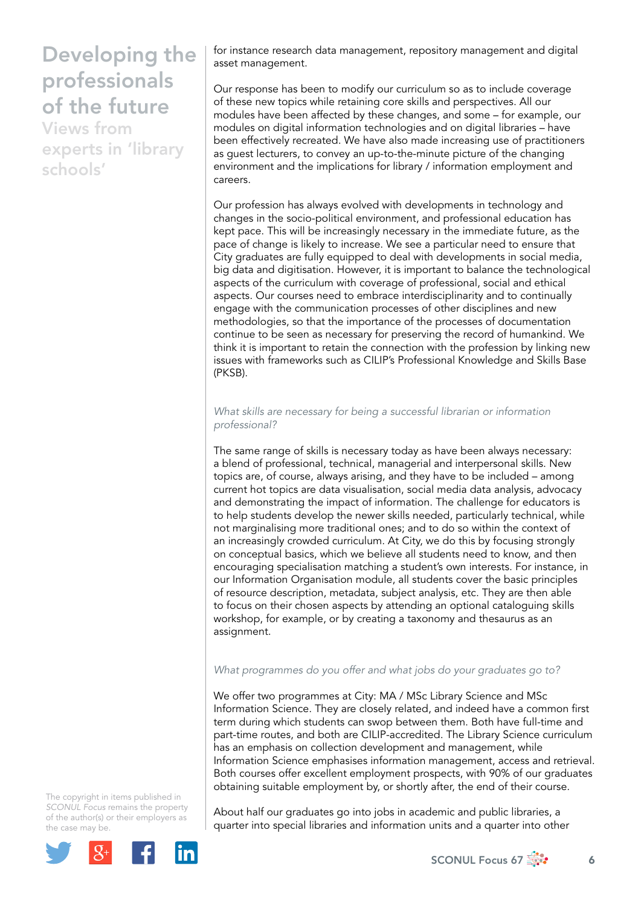for instance research data management, repository management and digital asset management.

Our response has been to modify our curriculum so as to include coverage of these new topics while retaining core skills and perspectives. All our modules have been affected by these changes, and some – for example, our modules on digital information technologies and on digital libraries – have been effectively recreated. We have also made increasing use of practitioners as guest lecturers, to convey an up-to-the-minute picture of the changing environment and the implications for library / information employment and careers.

Our profession has always evolved with developments in technology and changes in the socio-political environment, and professional education has kept pace. This will be increasingly necessary in the immediate future, as the pace of change is likely to increase. We see a particular need to ensure that City graduates are fully equipped to deal with developments in social media, big data and digitisation. However, it is important to balance the technological aspects of the curriculum with coverage of professional, social and ethical aspects. Our courses need to embrace interdisciplinarity and to continually engage with the communication processes of other disciplines and new methodologies, so that the importance of the processes of documentation continue to be seen as necessary for preserving the record of humankind. We think it is important to retain the connection with the profession by linking new issues with frameworks such as CILIP's Professional Knowledge and Skills Base (PKSB).

*What skills are necessary for being a successful librarian or information professional?*

The same range of skills is necessary today as have been always necessary: a blend of professional, technical, managerial and interpersonal skills. New topics are, of course, always arising, and they have to be included – among current hot topics are data visualisation, social media data analysis, advocacy and demonstrating the impact of information. The challenge for educators is to help students develop the newer skills needed, particularly technical, while not marginalising more traditional ones; and to do so within the context of an increasingly crowded curriculum. At City, we do this by focusing strongly on conceptual basics, which we believe all students need to know, and then encouraging specialisation matching a student's own interests. For instance, in our Information Organisation module, all students cover the basic principles of resource description, metadata, subject analysis, etc. They are then able to focus on their chosen aspects by attending an optional cataloguing skills workshop, for example, or by creating a taxonomy and thesaurus as an assignment.

*What programmes do you offer and what jobs do your graduates go to?*

We offer two programmes at City: MA / MSc Library Science and MSc Information Science. They are closely related, and indeed have a common first term during which students can swop between them. Both have full-time and part-time routes, and both are CILIP-accredited. The Library Science curriculum has an emphasis on collection development and management, while Information Science emphasises information management, access and retrieval. Both courses offer excellent employment prospects, with 90% of our graduates obtaining suitable employment by, or shortly after, the end of their course.

About half our graduates go into jobs in academic and public libraries, a quarter into special libraries and information units and a quarter into other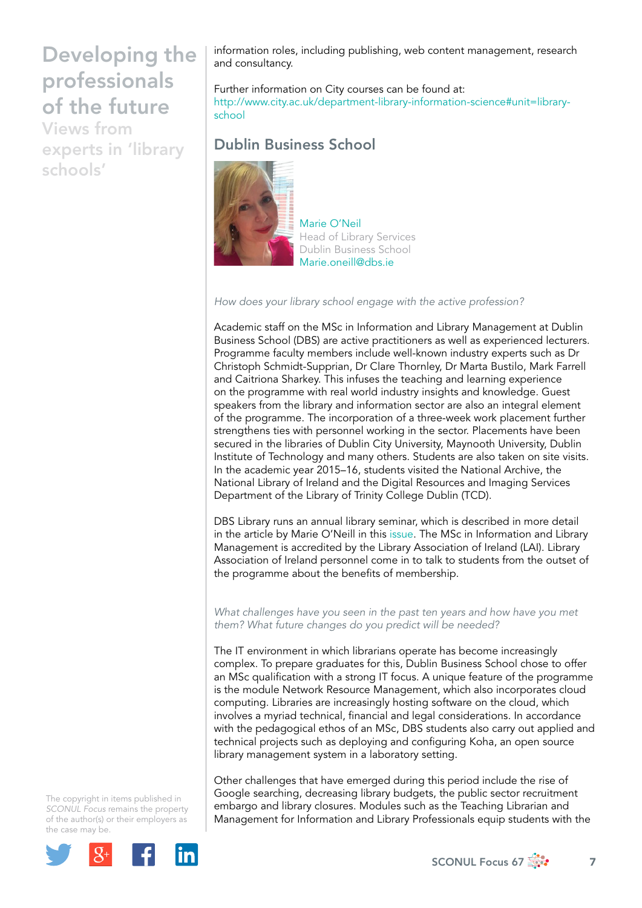information roles, including publishing, web content management, research and consultancy.

Further information on City courses can be found at:
http://www.city.ac.uk/department-library-information-science#unit=library-school

## Dublin Business School

Marie O'Neil
Head of Library Services
Dublin Business School
Marie.oneill@dbs.ie

*How does your library school engage with the active profession?*

Academic staff on the MSc in Information and Library Management at Dublin Business School (DBS) are active practitioners as well as experienced lecturers. Programme faculty members include well-known industry experts such as Dr Christoph Schmidt-Supprian, Dr Clare Thornley, Dr Marta Bustilo, Mark Farrell and Caitriona Sharkey. This infuses the teaching and learning experience on the programme with real world industry insights and knowledge. Guest speakers from the library and information sector are also an integral element of the programme. The incorporation of a three-week work placement further strengthens ties with personnel working in the sector. Placements have been secured in the libraries of Dublin City University, Maynooth University, Dublin Institute of Technology and many others. Students are also taken on site visits. In the academic year 2015–16, students visited the National Archive, the National Library of Ireland and the Digital Resources and Imaging Services Department of the Library of Trinity College Dublin (TCD).

DBS Library runs an annual library seminar, which is described in more detail in the article by Marie O'Neill in this issue. The MSc in Information and Library Management is accredited by the Library Association of Ireland (LAI). Library Association of Ireland personnel come in to talk to students from the outset of the programme about the benefits of membership.

*What challenges have you seen in the past ten years and how have you met them? What future changes do you predict will be needed?*

The IT environment in which librarians operate has become increasingly complex. To prepare graduates for this, Dublin Business School chose to offer an MSc qualification with a strong IT focus. A unique feature of the programme is the module Network Resource Management, which also incorporates cloud computing. Libraries are increasingly hosting software on the cloud, which involves a myriad technical, financial and legal considerations. In accordance with the pedagogical ethos of an MSc, DBS students also carry out applied and technical projects such as deploying and configuring Koha, an open source library management system in a laboratory setting.

Other challenges that have emerged during this period include the rise of Google searching, decreasing library budgets, the public sector recruitment embargo and library closures. Modules such as the Teaching Librarian and Management for Information and Library Professionals equip students with the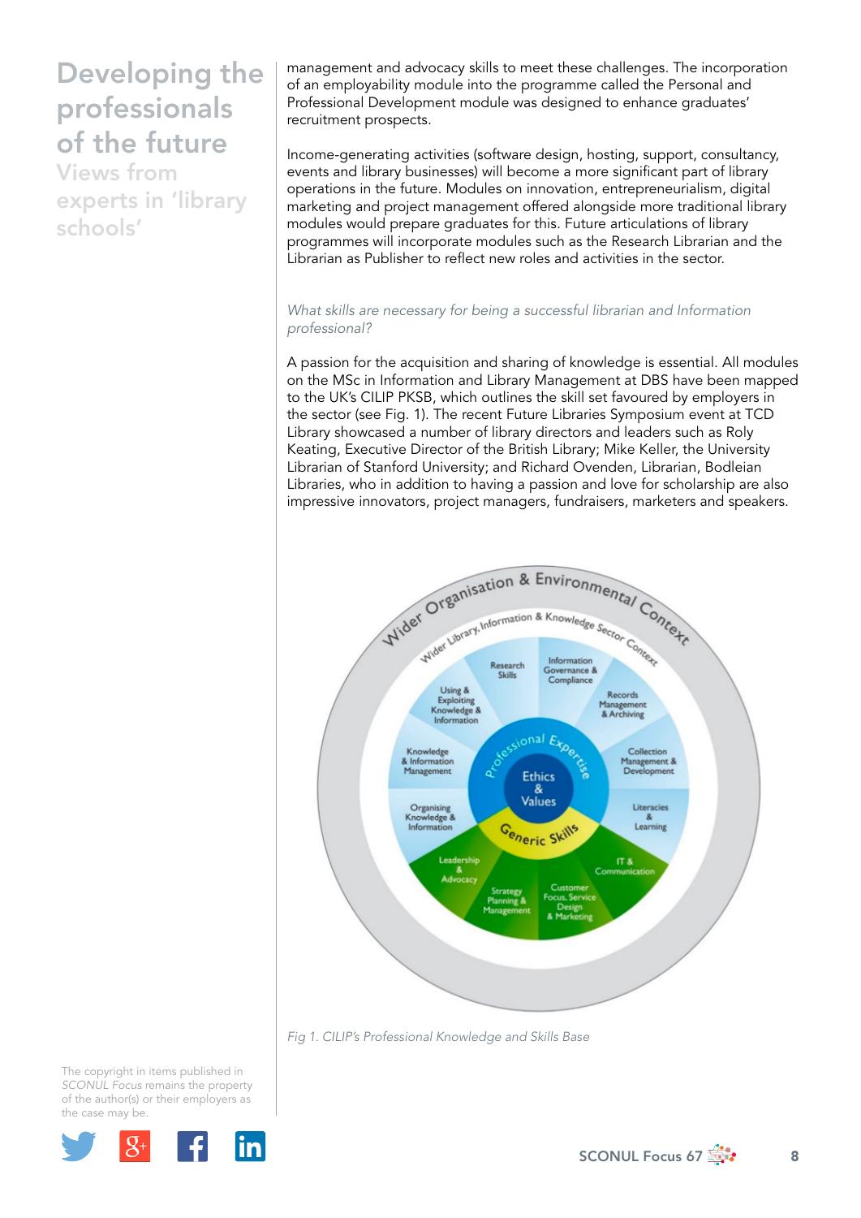# Developing the professionals of the future

## Views from experts in 'library schools'

management and advocacy skills to meet these challenges. The incorporation of an employability module into the programme called the Personal and Professional Development module was designed to enhance graduates' recruitment prospects.

Income-generating activities (software design, hosting, support, consultancy, events and library businesses) will become a more significant part of library operations in the future. Modules on innovation, entrepreneurialism, digital marketing and project management offered alongside more traditional library modules would prepare graduates for this. Future articulations of library programmes will incorporate modules such as the Research Librarian and the Librarian as Publisher to reflect new roles and activities in the sector.

*What skills are necessary for being a successful librarian and Information professional?*

A passion for the acquisition and sharing of knowledge is essential. All modules on the MSc in Information and Library Management at DBS have been mapped to the UK's CILIP PKSB, which outlines the skill set favoured by employers in the sector (see Fig. 1). The recent Future Libraries Symposium event at TCD Library showcased a number of library directors and leaders such as Roly Keating, Executive Director of the British Library; Mike Keller, the University Librarian of Stanford University; and Richard Ovenden, Librarian, Bodleian Libraries, who in addition to having a passion and love for scholarship are also impressive innovators, project managers, fundraisers, marketers and speakers.

*Fig 1. CILIP's Professional Knowledge and Skills Base*

The copyright in items published in *SCONUL Focus* remains the property of the author(s) or their employers as the case may be.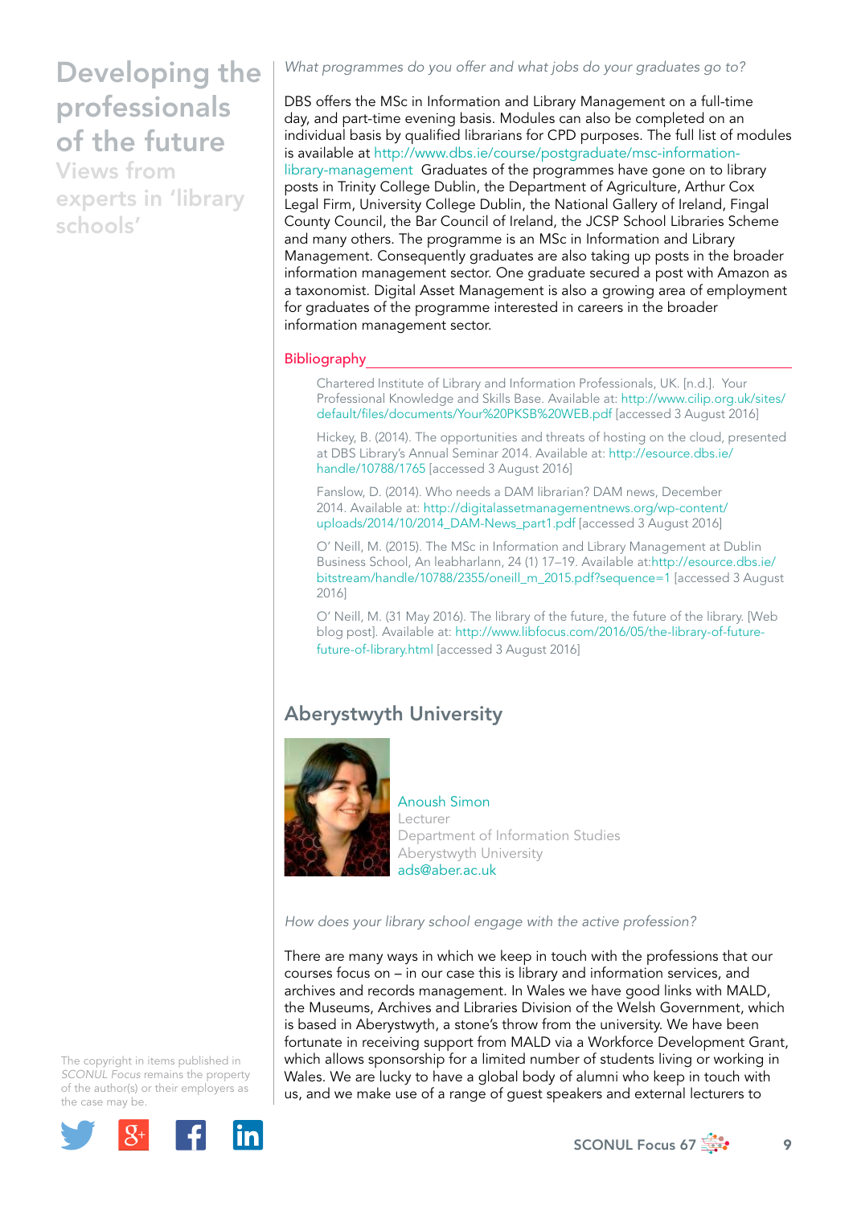*What programmes do you offer and what jobs do your graduates go to?*

DBS offers the MSc in Information and Library Management on a full-time day, and part-time evening basis. Modules can also be completed on an individual basis by qualified librarians for CPD purposes. The full list of modules is available at http://www.dbs.ie/course/postgraduate/msc-information-library-management Graduates of the programmes have gone on to library posts in Trinity College Dublin, the Department of Agriculture, Arthur Cox Legal Firm, University College Dublin, the National Gallery of Ireland, Fingal County Council, the Bar Council of Ireland, the JCSP School Libraries Scheme and many others. The programme is an MSc in Information and Library Management. Consequently graduates are also taking up posts in the broader information management sector. One graduate secured a post with Amazon as a taxonomist. Digital Asset Management is also a growing area of employment for graduates of the programme interested in careers in the broader information management sector.

### Bibliography

Chartered Institute of Library and Information Professionals, UK. [n.d.]. Your Professional Knowledge and Skills Base. Available at: http://www.cilip.org.uk/sites/default/files/documents/Your%20PKSB%20WEB.pdf [accessed 3 August 2016]

Hickey, B. (2014). The opportunities and threats of hosting on the cloud, presented at DBS Library's Annual Seminar 2014. Available at: http://esource.dbs.ie/handle/10788/1765 [accessed 3 August 2016]

Fanslow, D. (2014). Who needs a DAM librarian? DAM news, December 2014. Available at: http://digitalassetmanagementnews.org/wp-content/uploads/2014/10/2014_DAM-News_part1.pdf [accessed 3 August 2016]

O' Neill, M. (2015). The MSc in Information and Library Management at Dublin Business School, An leabharlann, 24 (1) 17–19. Available at:http://esource.dbs.ie/bitstream/handle/10788/2355/oneill_m_2015.pdf?sequence=1 [accessed 3 August 2016]

O' Neill, M. (31 May 2016). The library of the future, the future of the library. [Web blog post]. Available at: http://www.libfocus.com/2016/05/the-library-of-future-future-of-library.html [accessed 3 August 2016]

## Aberystwyth University

Anoush Simon
Lecturer
Department of Information Studies
Aberystwyth University
ads@aber.ac.uk

*How does your library school engage with the active profession?*

There are many ways in which we keep in touch with the professions that our courses focus on – in our case this is library and information services, and archives and records management. In Wales we have good links with MALD, the Museums, Archives and Libraries Division of the Welsh Government, which is based in Aberystwyth, a stone's throw from the university. We have been fortunate in receiving support from MALD via a Workforce Development Grant, which allows sponsorship for a limited number of students living or working in Wales. We are lucky to have a global body of alumni who keep in touch with us, and we make use of a range of guest speakers and external lecturers to

The copyright in items published in *SCONUL Focus* remains the property of the author(s) or their employers as the case may be.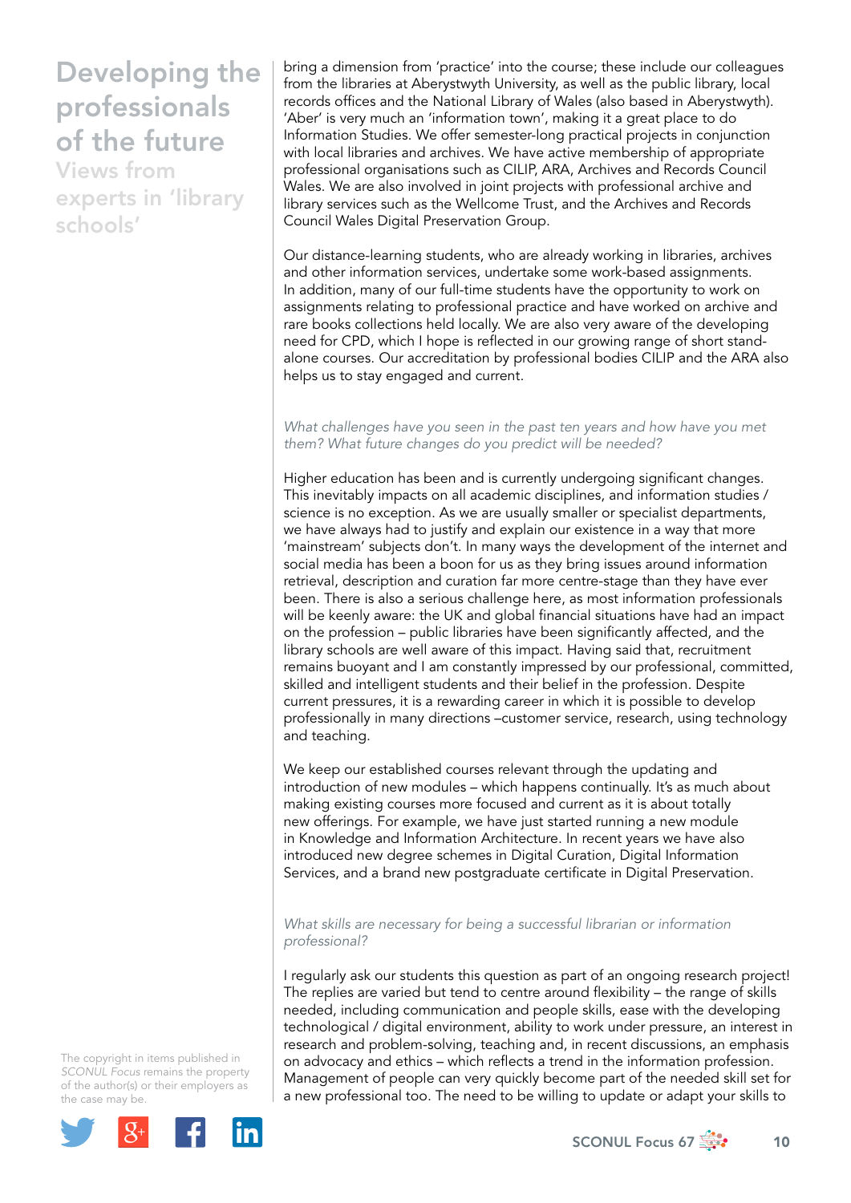bring a dimension from 'practice' into the course; these include our colleagues from the libraries at Aberystwyth University, as well as the public library, local records offices and the National Library of Wales (also based in Aberystwyth). 'Aber' is very much an 'information town', making it a great place to do Information Studies. We offer semester-long practical projects in conjunction with local libraries and archives. We have active membership of appropriate professional organisations such as CILIP, ARA, Archives and Records Council Wales. We are also involved in joint projects with professional archive and library services such as the Wellcome Trust, and the Archives and Records Council Wales Digital Preservation Group.

Our distance-learning students, who are already working in libraries, archives and other information services, undertake some work-based assignments. In addition, many of our full-time students have the opportunity to work on assignments relating to professional practice and have worked on archive and rare books collections held locally. We are also very aware of the developing need for CPD, which I hope is reflected in our growing range of short stand-alone courses. Our accreditation by professional bodies CILIP and the ARA also helps us to stay engaged and current.

*What challenges have you seen in the past ten years and how have you met them? What future changes do you predict will be needed?*

Higher education has been and is currently undergoing significant changes. This inevitably impacts on all academic disciplines, and information studies / science is no exception. As we are usually smaller or specialist departments, we have always had to justify and explain our existence in a way that more 'mainstream' subjects don't. In many ways the development of the internet and social media has been a boon for us as they bring issues around information retrieval, description and curation far more centre-stage than they have ever been. There is also a serious challenge here, as most information professionals will be keenly aware: the UK and global financial situations have had an impact on the profession – public libraries have been significantly affected, and the library schools are well aware of this impact. Having said that, recruitment remains buoyant and I am constantly impressed by our professional, committed, skilled and intelligent students and their belief in the profession. Despite current pressures, it is a rewarding career in which it is possible to develop professionally in many directions –customer service, research, using technology and teaching.

We keep our established courses relevant through the updating and introduction of new modules – which happens continually. It's as much about making existing courses more focused and current as it is about totally new offerings. For example, we have just started running a new module in Knowledge and Information Architecture. In recent years we have also introduced new degree schemes in Digital Curation, Digital Information Services, and a brand new postgraduate certificate in Digital Preservation.

*What skills are necessary for being a successful librarian or information professional?*

I regularly ask our students this question as part of an ongoing research project! The replies are varied but tend to centre around flexibility – the range of skills needed, including communication and people skills, ease with the developing technological / digital environment, ability to work under pressure, an interest in research and problem-solving, teaching and, in recent discussions, an emphasis on advocacy and ethics – which reflects a trend in the information profession. Management of people can very quickly become part of the needed skill set for a new professional too. The need to be willing to update or adapt your skills to

The copyright in items published in *SCONUL Focus* remains the property of the author(s) or their employers as the case may be.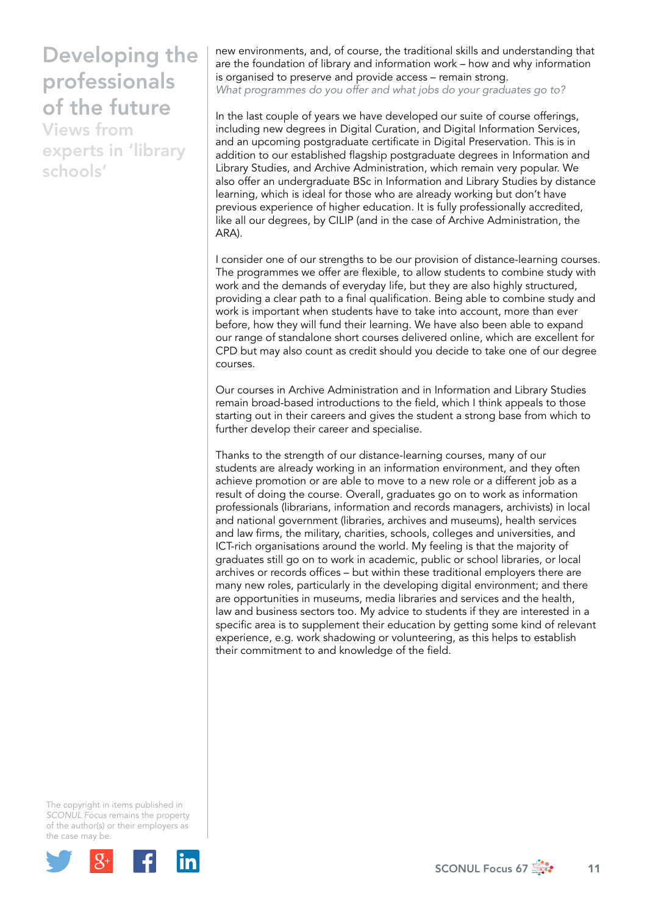new environments, and, of course, the traditional skills and understanding that are the foundation of library and information work – how and why information is organised to preserve and provide access – remain strong.

*What programmes do you offer and what jobs do your graduates go to?*

In the last couple of years we have developed our suite of course offerings, including new degrees in Digital Curation, and Digital Information Services, and an upcoming postgraduate certificate in Digital Preservation. This is in addition to our established flagship postgraduate degrees in Information and Library Studies, and Archive Administration, which remain very popular. We also offer an undergraduate BSc in Information and Library Studies by distance learning, which is ideal for those who are already working but don't have previous experience of higher education. It is fully professionally accredited, like all our degrees, by CILIP (and in the case of Archive Administration, the ARA).

I consider one of our strengths to be our provision of distance-learning courses. The programmes we offer are flexible, to allow students to combine study with work and the demands of everyday life, but they are also highly structured, providing a clear path to a final qualification. Being able to combine study and work is important when students have to take into account, more than ever before, how they will fund their learning. We have also been able to expand our range of standalone short courses delivered online, which are excellent for CPD but may also count as credit should you decide to take one of our degree courses.

Our courses in Archive Administration and in Information and Library Studies remain broad-based introductions to the field, which I think appeals to those starting out in their careers and gives the student a strong base from which to further develop their career and specialise.

Thanks to the strength of our distance-learning courses, many of our students are already working in an information environment, and they often achieve promotion or are able to move to a new role or a different job as a result of doing the course. Overall, graduates go on to work as information professionals (librarians, information and records managers, archivists) in local and national government (libraries, archives and museums), health services and law firms, the military, charities, schools, colleges and universities, and ICT-rich organisations around the world. My feeling is that the majority of graduates still go on to work in academic, public or school libraries, or local archives or records offices – but within these traditional employers there are many new roles, particularly in the developing digital environment; and there are opportunities in museums, media libraries and services and the health, law and business sectors too. My advice to students if they are interested in a specific area is to supplement their education by getting some kind of relevant experience, e.g. work shadowing or volunteering, as this helps to establish their commitment to and knowledge of the field.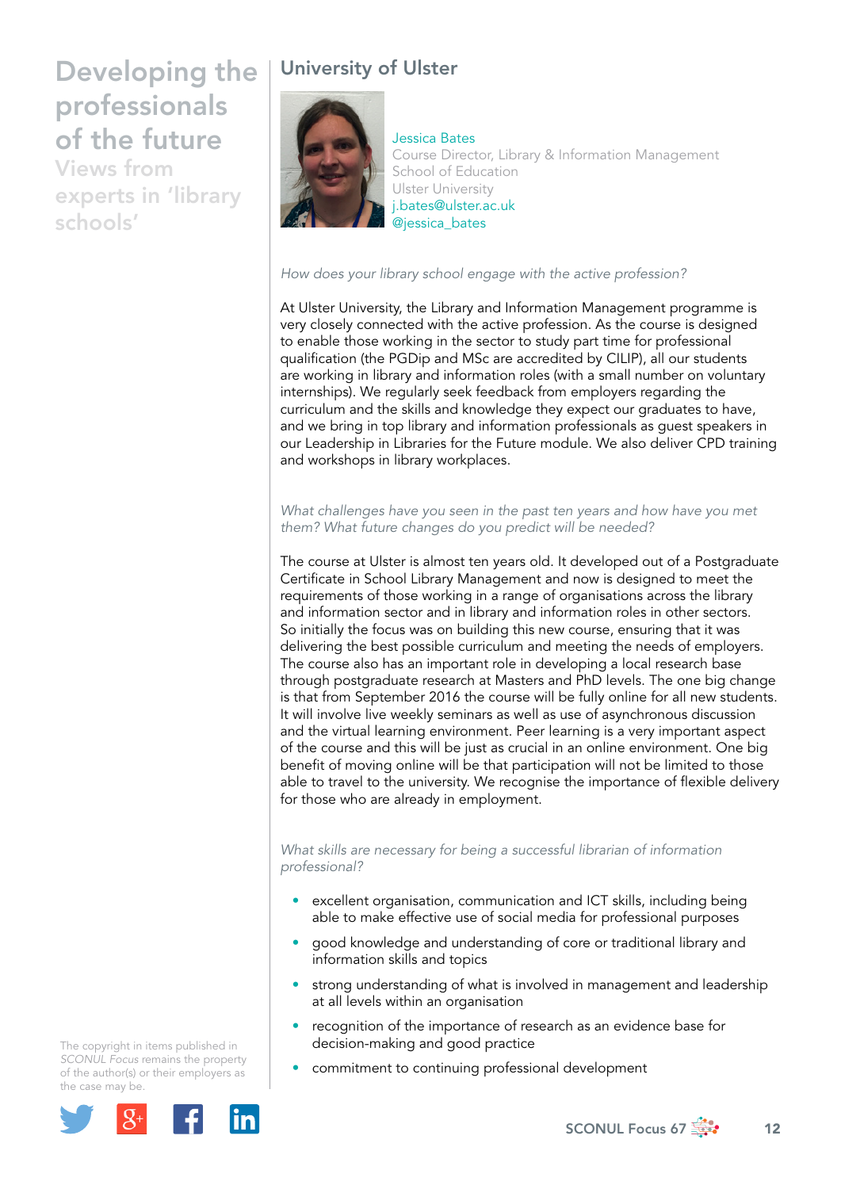## University of Ulster

Jessica Bates
Course Director, Library & Information Management
School of Education
Ulster University
j.bates@ulster.ac.uk
@jessica_bates

*How does your library school engage with the active profession?*

At Ulster University, the Library and Information Management programme is very closely connected with the active profession. As the course is designed to enable those working in the sector to study part time for professional qualification (the PGDip and MSc are accredited by CILIP), all our students are working in library and information roles (with a small number on voluntary internships). We regularly seek feedback from employers regarding the curriculum and the skills and knowledge they expect our graduates to have, and we bring in top library and information professionals as guest speakers in our Leadership in Libraries for the Future module. We also deliver CPD training and workshops in library workplaces.

*What challenges have you seen in the past ten years and how have you met them? What future changes do you predict will be needed?*

The course at Ulster is almost ten years old. It developed out of a Postgraduate Certificate in School Library Management and now is designed to meet the requirements of those working in a range of organisations across the library and information sector and in library and information roles in other sectors. So initially the focus was on building this new course, ensuring that it was delivering the best possible curriculum and meeting the needs of employers. The course also has an important role in developing a local research base through postgraduate research at Masters and PhD levels. The one big change is that from September 2016 the course will be fully online for all new students. It will involve live weekly seminars as well as use of asynchronous discussion and the virtual learning environment. Peer learning is a very important aspect of the course and this will be just as crucial in an online environment. One big benefit of moving online will be that participation will not be limited to those able to travel to the university. We recognise the importance of flexible delivery for those who are already in employment.

*What skills are necessary for being a successful librarian of information professional?*

- excellent organisation, communication and ICT skills, including being able to make effective use of social media for professional purposes
- good knowledge and understanding of core or traditional library and information skills and topics
- strong understanding of what is involved in management and leadership at all levels within an organisation
- recognition of the importance of research as an evidence base for decision-making and good practice
- commitment to continuing professional development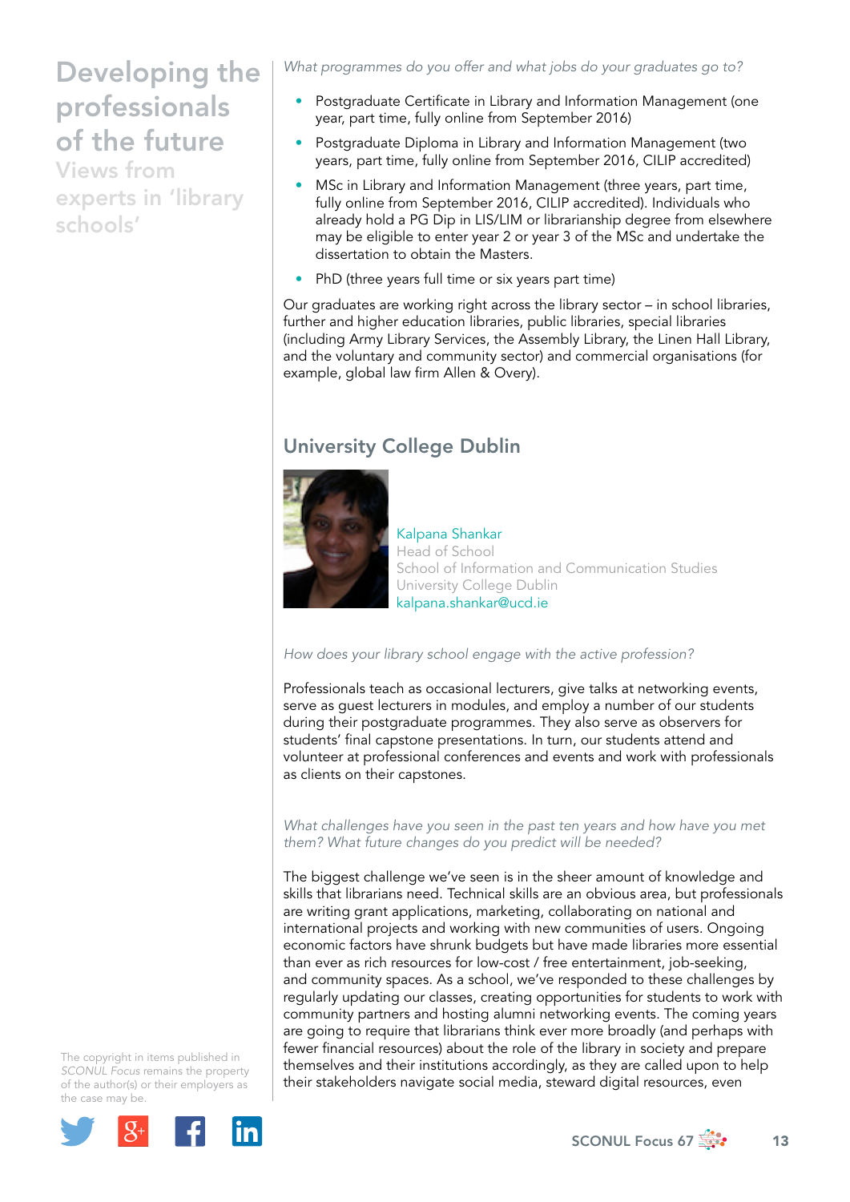*What programmes do you offer and what jobs do your graduates go to?*

- Postgraduate Certificate in Library and Information Management (one year, part time, fully online from September 2016)
- Postgraduate Diploma in Library and Information Management (two years, part time, fully online from September 2016, CILIP accredited)
- MSc in Library and Information Management (three years, part time, fully online from September 2016, CILIP accredited). Individuals who already hold a PG Dip in LIS/LIM or librarianship degree from elsewhere may be eligible to enter year 2 or year 3 of the MSc and undertake the dissertation to obtain the Masters.
- PhD (three years full time or six years part time)

Our graduates are working right across the library sector – in school libraries, further and higher education libraries, public libraries, special libraries (including Army Library Services, the Assembly Library, the Linen Hall Library, and the voluntary and community sector) and commercial organisations (for example, global law firm Allen & Overy).

## University College Dublin

Kalpana Shankar
Head of School
School of Information and Communication Studies
University College Dublin
kalpana.shankar@ucd.ie

*How does your library school engage with the active profession?*

Professionals teach as occasional lecturers, give talks at networking events, serve as guest lecturers in modules, and employ a number of our students during their postgraduate programmes. They also serve as observers for students' final capstone presentations. In turn, our students attend and volunteer at professional conferences and events and work with professionals as clients on their capstones.

*What challenges have you seen in the past ten years and how have you met them? What future changes do you predict will be needed?*

The biggest challenge we've seen is in the sheer amount of knowledge and skills that librarians need. Technical skills are an obvious area, but professionals are writing grant applications, marketing, collaborating on national and international projects and working with new communities of users. Ongoing economic factors have shrunk budgets but have made libraries more essential than ever as rich resources for low-cost / free entertainment, job-seeking, and community spaces. As a school, we've responded to these challenges by regularly updating our classes, creating opportunities for students to work with community partners and hosting alumni networking events. The coming years are going to require that librarians think ever more broadly (and perhaps with fewer financial resources) about the role of the library in society and prepare themselves and their institutions accordingly, as they are called upon to help their stakeholders navigate social media, steward digital resources, even

The copyright in items published in *SCONUL Focus* remains the property of the author(s) or their employers as the case may be.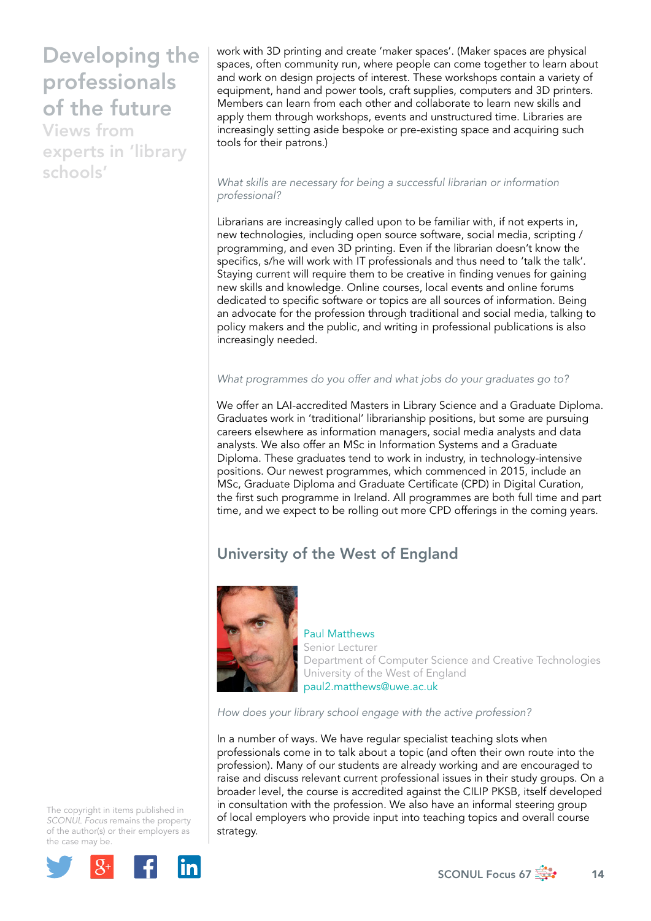work with 3D printing and create 'maker spaces'. (Maker spaces are physical spaces, often community run, where people can come together to learn about and work on design projects of interest. These workshops contain a variety of equipment, hand and power tools, craft supplies, computers and 3D printers. Members can learn from each other and collaborate to learn new skills and apply them through workshops, events and unstructured time. Libraries are increasingly setting aside bespoke or pre-existing space and acquiring such tools for their patrons.)

*What skills are necessary for being a successful librarian or information professional?*

Librarians are increasingly called upon to be familiar with, if not experts in, new technologies, including open source software, social media, scripting / programming, and even 3D printing. Even if the librarian doesn't know the specifics, s/he will work with IT professionals and thus need to 'talk the talk'. Staying current will require them to be creative in finding venues for gaining new skills and knowledge. Online courses, local events and online forums dedicated to specific software or topics are all sources of information. Being an advocate for the profession through traditional and social media, talking to policy makers and the public, and writing in professional publications is also increasingly needed.

*What programmes do you offer and what jobs do your graduates go to?*

We offer an LAI-accredited Masters in Library Science and a Graduate Diploma. Graduates work in 'traditional' librarianship positions, but some are pursuing careers elsewhere as information managers, social media analysts and data analysts. We also offer an MSc in Information Systems and a Graduate Diploma. These graduates tend to work in industry, in technology-intensive positions. Our newest programmes, which commenced in 2015, include an MSc, Graduate Diploma and Graduate Certificate (CPD) in Digital Curation, the first such programme in Ireland. All programmes are both full time and part time, and we expect to be rolling out more CPD offerings in the coming years.

## University of the West of England

Paul Matthews
Senior Lecturer
Department of Computer Science and Creative Technologies
University of the West of England
paul2.matthews@uwe.ac.uk

*How does your library school engage with the active profession?*

In a number of ways. We have regular specialist teaching slots when professionals come in to talk about a topic (and often their own route into the profession). Many of our students are already working and are encouraged to raise and discuss relevant current professional issues in their study groups. On a broader level, the course is accredited against the CILIP PKSB, itself developed in consultation with the profession. We also have an informal steering group of local employers who provide input into teaching topics and overall course strategy.

The copyright in items published in *SCONUL Focus* remains the property of the author(s) or their employers as the case may be.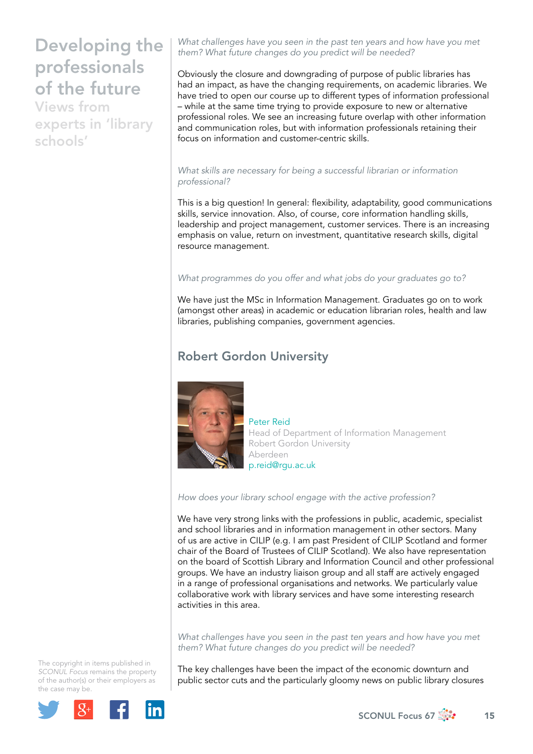*What challenges have you seen in the past ten years and how have you met them? What future changes do you predict will be needed?*

Obviously the closure and downgrading of purpose of public libraries has had an impact, as have the changing requirements, on academic libraries. We have tried to open our course up to different types of information professional – while at the same time trying to provide exposure to new or alternative professional roles. We see an increasing future overlap with other information and communication roles, but with information professionals retaining their focus on information and customer-centric skills.

*What skills are necessary for being a successful librarian or information professional?*

This is a big question! In general: flexibility, adaptability, good communications skills, service innovation. Also, of course, core information handling skills, leadership and project management, customer services. There is an increasing emphasis on value, return on investment, quantitative research skills, digital resource management.

*What programmes do you offer and what jobs do your graduates go to?*

We have just the MSc in Information Management. Graduates go on to work (amongst other areas) in academic or education librarian roles, health and law libraries, publishing companies, government agencies.

## Robert Gordon University

Peter Reid
Head of Department of Information Management
Robert Gordon University
Aberdeen
p.reid@rgu.ac.uk

*How does your library school engage with the active profession?*

We have very strong links with the professions in public, academic, specialist and school libraries and in information management in other sectors. Many of us are active in CILIP (e.g. I am past President of CILIP Scotland and former chair of the Board of Trustees of CILIP Scotland). We also have representation on the board of Scottish Library and Information Council and other professional groups. We have an industry liaison group and all staff are actively engaged in a range of professional organisations and networks. We particularly value collaborative work with library services and have some interesting research activities in this area.

*What challenges have you seen in the past ten years and how have you met them? What future changes do you predict will be needed?*

The key challenges have been the impact of the economic downturn and public sector cuts and the particularly gloomy news on public library closures

The copyright in items published in *SCONUL Focus* remains the property of the author(s) or their employers as the case may be.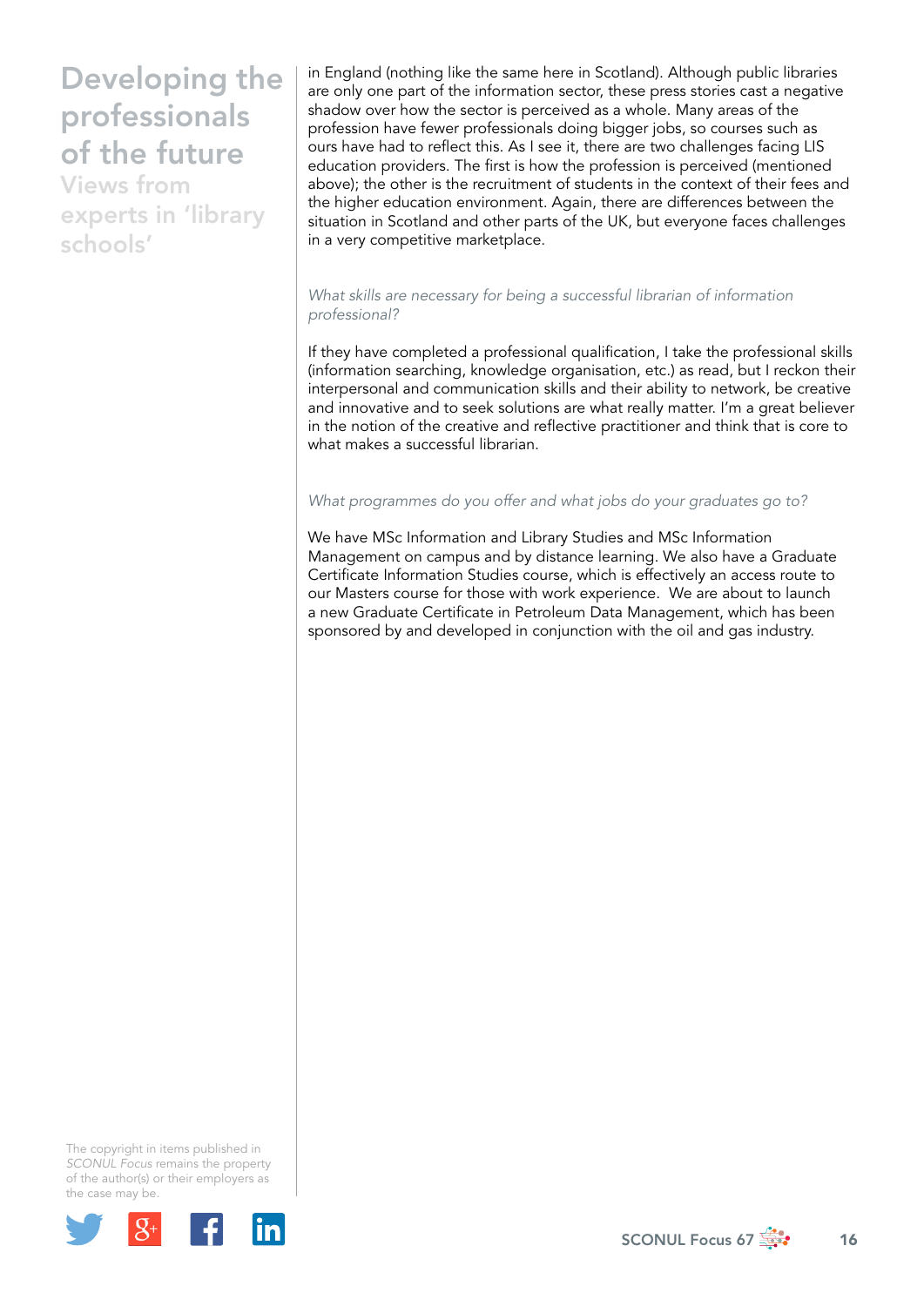# Developing the professionals of the future

## Views from experts in 'library schools'

in England (nothing like the same here in Scotland). Although public libraries are only one part of the information sector, these press stories cast a negative shadow over how the sector is perceived as a whole. Many areas of the profession have fewer professionals doing bigger jobs, so courses such as ours have had to reflect this. As I see it, there are two challenges facing LIS education providers. The first is how the profession is perceived (mentioned above); the other is the recruitment of students in the context of their fees and the higher education environment. Again, there are differences between the situation in Scotland and other parts of the UK, but everyone faces challenges in a very competitive marketplace.

*What skills are necessary for being a successful librarian of information professional?*

If they have completed a professional qualification, I take the professional skills (information searching, knowledge organisation, etc.) as read, but I reckon their interpersonal and communication skills and their ability to network, be creative and innovative and to seek solutions are what really matter. I'm a great believer in the notion of the creative and reflective practitioner and think that is core to what makes a successful librarian.

*What programmes do you offer and what jobs do your graduates go to?*

We have MSc Information and Library Studies and MSc Information Management on campus and by distance learning. We also have a Graduate Certificate Information Studies course, which is effectively an access route to our Masters course for those with work experience. We are about to launch a new Graduate Certificate in Petroleum Data Management, which has been sponsored by and developed in conjunction with the oil and gas industry.

The copyright in items published in *SCONUL Focus* remains the property of the author(s) or their employers as the case may be.